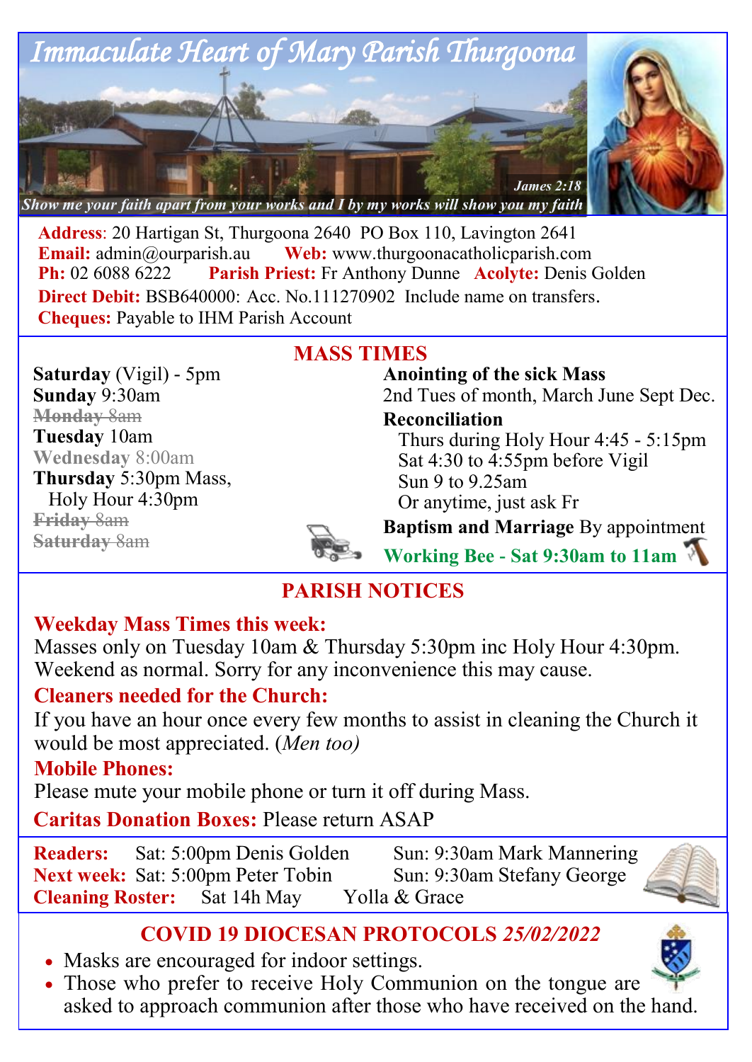# Immaculate Heart of Mary Parish Thurgoona

*Show me your faith apart from your works and I by my works will show you my faith* — *James 2:18*

**Address**: 20 Hartigan St, Thurgoona 2640 PO Box 110, Lavington 2641
**Email:** admin@ourparish.au **Web:** www.thurgoonacatholicparish.com
**Ph:** 02 6088 6222 **Parish Priest:** Fr Anthony Dunne **Acolyte:** Denis Golden
**Direct Debit:** BSB640000: Acc. No.111270902 Include name on transfers.
**Cheques:** Payable to IHM Parish Account

## MASS TIMES

**Saturday** (Vigil) - 5pm
**Sunday** 9:30am
~~**Monday** 8am~~
**Tuesday** 10am
**Wednesday** 8:00am
**Thursday** 5:30pm Mass,
Holy Hour 4:30pm
~~**Friday** 8am~~
~~**Saturday** 8am~~

**Anointing of the sick Mass**
2nd Tues of month, March June Sept Dec.

**Reconciliation**
Thurs during Holy Hour 4:45 - 5:15pm
Sat 4:30 to 4:55pm before Vigil
Sun 9 to 9.25am
Or anytime, just ask Fr

**Baptism and Marriage** By appointment

**Working Bee - Sat 9:30am to 11am**

## PARISH NOTICES

### Weekday Mass Times this week:
Masses only on Tuesday 10am & Thursday 5:30pm inc Holy Hour 4:30pm. Weekend as normal. Sorry for any inconvenience this may cause.

### Cleaners needed for the Church:
If you have an hour once every few months to assist in cleaning the Church it would be most appreciated. (*Men too)*

### Mobile Phones:
Please mute your mobile phone or turn it off during Mass.

**Caritas Donation Boxes:** Please return ASAP

**Readers:** Sat: 5:00pm Denis Golden Sun: 9:30am Mark Mannering
**Next week:** Sat: 5:00pm Peter Tobin Sun: 9:30am Stefany George
**Cleaning Roster:** Sat 14h May Yolla & Grace

## COVID 19 DIOCESAN PROTOCOLS *25/02/2022*

- Masks are encouraged for indoor settings.
- Those who prefer to receive Holy Communion on the tongue are asked to approach communion after those who have received on the hand.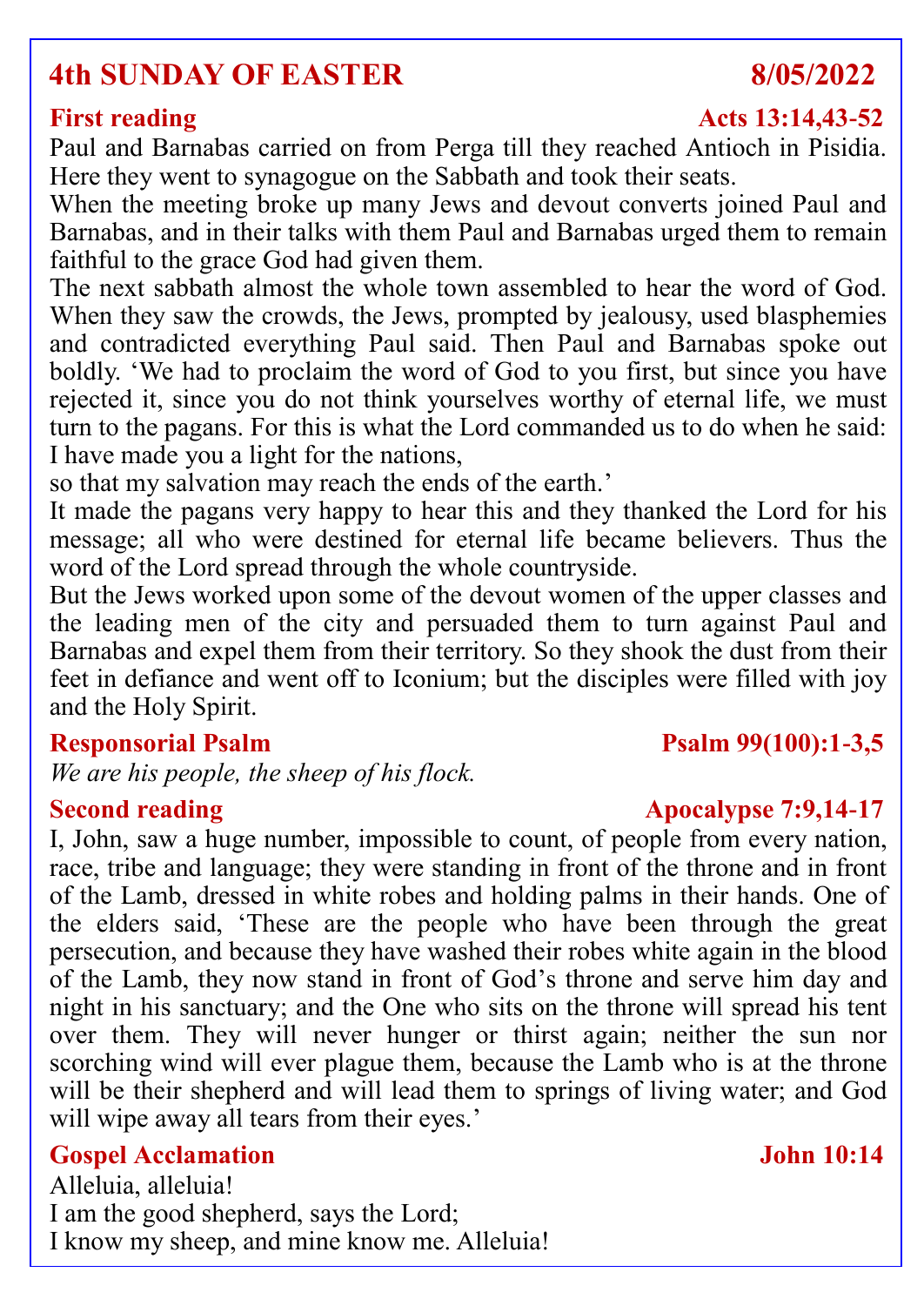# 4th SUNDAY OF EASTER 8/05/2022

## First reading — Acts 13:14,43-52

Paul and Barnabas carried on from Perga till they reached Antioch in Pisidia. Here they went to synagogue on the Sabbath and took their seats.

When the meeting broke up many Jews and devout converts joined Paul and Barnabas, and in their talks with them Paul and Barnabas urged them to remain faithful to the grace God had given them.

The next sabbath almost the whole town assembled to hear the word of God. When they saw the crowds, the Jews, prompted by jealousy, used blasphemies and contradicted everything Paul said. Then Paul and Barnabas spoke out boldly. 'We had to proclaim the word of God to you first, but since you have rejected it, since you do not think yourselves worthy of eternal life, we must turn to the pagans. For this is what the Lord commanded us to do when he said:
I have made you a light for the nations,
so that my salvation may reach the ends of the earth.'

It made the pagans very happy to hear this and they thanked the Lord for his message; all who were destined for eternal life became believers. Thus the word of the Lord spread through the whole countryside.

But the Jews worked upon some of the devout women of the upper classes and the leading men of the city and persuaded them to turn against Paul and Barnabas and expel them from their territory. So they shook the dust from their feet in defiance and went off to Iconium; but the disciples were filled with joy and the Holy Spirit.

## Responsorial Psalm — Psalm 99(100):1-3,5

*We are his people, the sheep of his flock.*

## Second reading — Apocalypse 7:9,14-17

I, John, saw a huge number, impossible to count, of people from every nation, race, tribe and language; they were standing in front of the throne and in front of the Lamb, dressed in white robes and holding palms in their hands. One of the elders said, 'These are the people who have been through the great persecution, and because they have washed their robes white again in the blood of the Lamb, they now stand in front of God's throne and serve him day and night in his sanctuary; and the One who sits on the throne will spread his tent over them. They will never hunger or thirst again; neither the sun nor scorching wind will ever plague them, because the Lamb who is at the throne will be their shepherd and will lead them to springs of living water; and God will wipe away all tears from their eyes.'

## Gospel Acclamation — John 10:14

Alleluia, alleluia!
I am the good shepherd, says the Lord;
I know my sheep, and mine know me. Alleluia!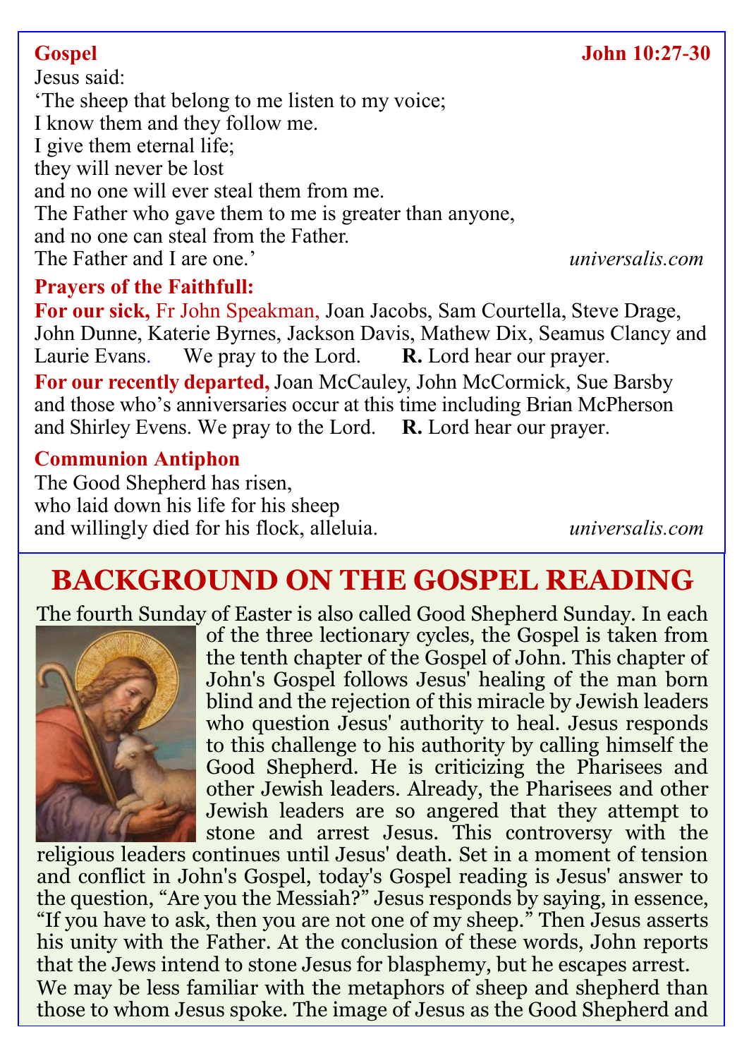**Gospel** **John 10:27-30**

Jesus said:
'The sheep that belong to me listen to my voice;
I know them and they follow me.
I give them eternal life;
they will never be lost
and no one will ever steal them from me.
The Father who gave them to me is greater than anyone,
and no one can steal from the Father.
The Father and I are one.'

*universalis.com*

**Prayers of the Faithfull:**

**For our sick,** Fr John Speakman, Joan Jacobs, Sam Courtella, Steve Drage, John Dunne, Katerie Byrnes, Jackson Davis, Mathew Dix, Seamus Clancy and Laurie Evans. We pray to the Lord. **R.** Lord hear our prayer.

**For our recently departed,** Joan McCauley, John McCormick, Sue Barsby and those who's anniversaries occur at this time including Brian McPherson and Shirley Evens. We pray to the Lord. **R.** Lord hear our prayer.

**Communion Antiphon**

The Good Shepherd has risen,
who laid down his life for his sheep
and willingly died for his flock, alleluia.

*universalis.com*

## BACKGROUND ON THE GOSPEL READING

The fourth Sunday of Easter is also called Good Shepherd Sunday. In each of the three lectionary cycles, the Gospel is taken from the tenth chapter of the Gospel of John. This chapter of John's Gospel follows Jesus' healing of the man born blind and the rejection of this miracle by Jewish leaders who question Jesus' authority to heal. Jesus responds to this challenge to his authority by calling himself the Good Shepherd. He is criticizing the Pharisees and other Jewish leaders. Already, the Pharisees and other Jewish leaders are so angered that they attempt to stone and arrest Jesus. This controversy with the religious leaders continues until Jesus' death. Set in a moment of tension and conflict in John's Gospel, today's Gospel reading is Jesus' answer to the question, "Are you the Messiah?" Jesus responds by saying, in essence, "If you have to ask, then you are not one of my sheep." Then Jesus asserts his unity with the Father. At the conclusion of these words, John reports that the Jews intend to stone Jesus for blasphemy, but he escapes arrest.

We may be less familiar with the metaphors of sheep and shepherd than those to whom Jesus spoke. The image of Jesus as the Good Shepherd and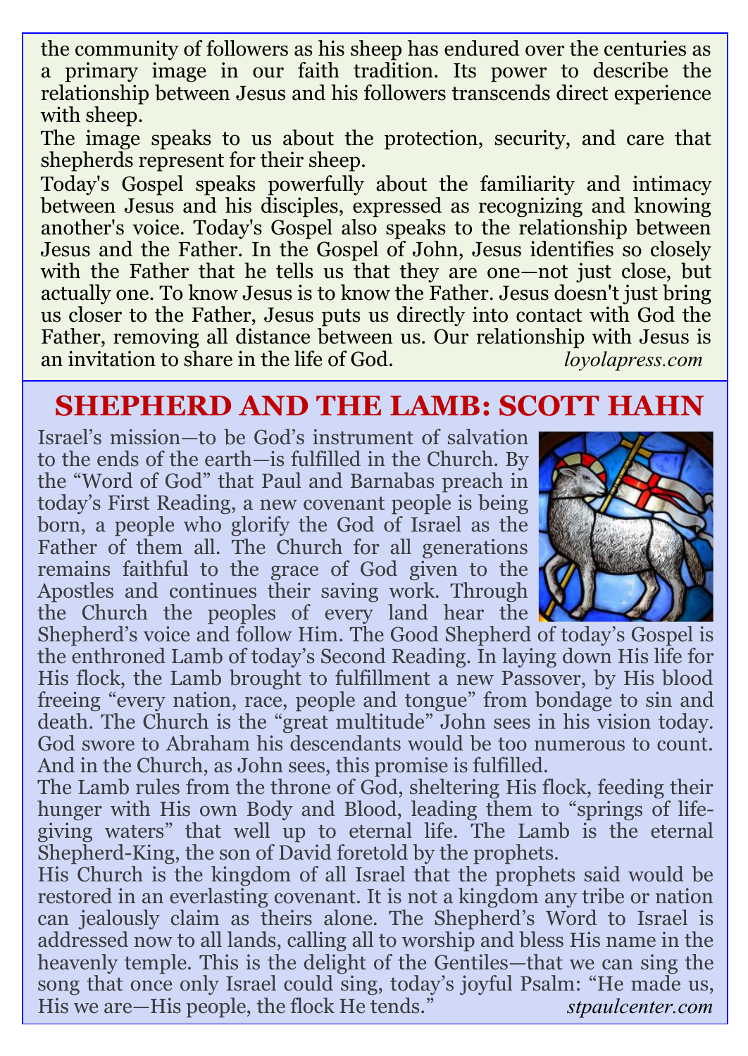the community of followers as his sheep has endured over the centuries as a primary image in our faith tradition. Its power to describe the relationship between Jesus and his followers transcends direct experience with sheep.

The image speaks to us about the protection, security, and care that shepherds represent for their sheep.

Today's Gospel speaks powerfully about the familiarity and intimacy between Jesus and his disciples, expressed as recognizing and knowing another's voice. Today's Gospel also speaks to the relationship between Jesus and the Father. In the Gospel of John, Jesus identifies so closely with the Father that he tells us that they are one—not just close, but actually one. To know Jesus is to know the Father. Jesus doesn't just bring us closer to the Father, Jesus puts us directly into contact with God the Father, removing all distance between us. Our relationship with Jesus is an invitation to share in the life of God.

*loyolapress.com*

## SHEPHERD AND THE LAMB: SCOTT HAHN

Israel's mission—to be God's instrument of salvation to the ends of the earth—is fulfilled in the Church. By the "Word of God" that Paul and Barnabas preach in today's First Reading, a new covenant people is being born, a people who glorify the God of Israel as the Father of them all. The Church for all generations remains faithful to the grace of God given to the Apostles and continues their saving work. Through the Church the peoples of every land hear the Shepherd's voice and follow Him. The Good Shepherd of today's Gospel is the enthroned Lamb of today's Second Reading. In laying down His life for His flock, the Lamb brought to fulfillment a new Passover, by His blood freeing "every nation, race, people and tongue" from bondage to sin and death. The Church is the "great multitude" John sees in his vision today. God swore to Abraham his descendants would be too numerous to count. And in the Church, as John sees, this promise is fulfilled.

The Lamb rules from the throne of God, sheltering His flock, feeding their hunger with His own Body and Blood, leading them to "springs of life-giving waters" that well up to eternal life. The Lamb is the eternal Shepherd-King, the son of David foretold by the prophets.

His Church is the kingdom of all Israel that the prophets said would be restored in an everlasting covenant. It is not a kingdom any tribe or nation can jealously claim as theirs alone. The Shepherd's Word to Israel is addressed now to all lands, calling all to worship and bless His name in the heavenly temple. This is the delight of the Gentiles—that we can sing the song that once only Israel could sing, today's joyful Psalm: "He made us, His we are—His people, the flock He tends."

*stpaulcenter.com*